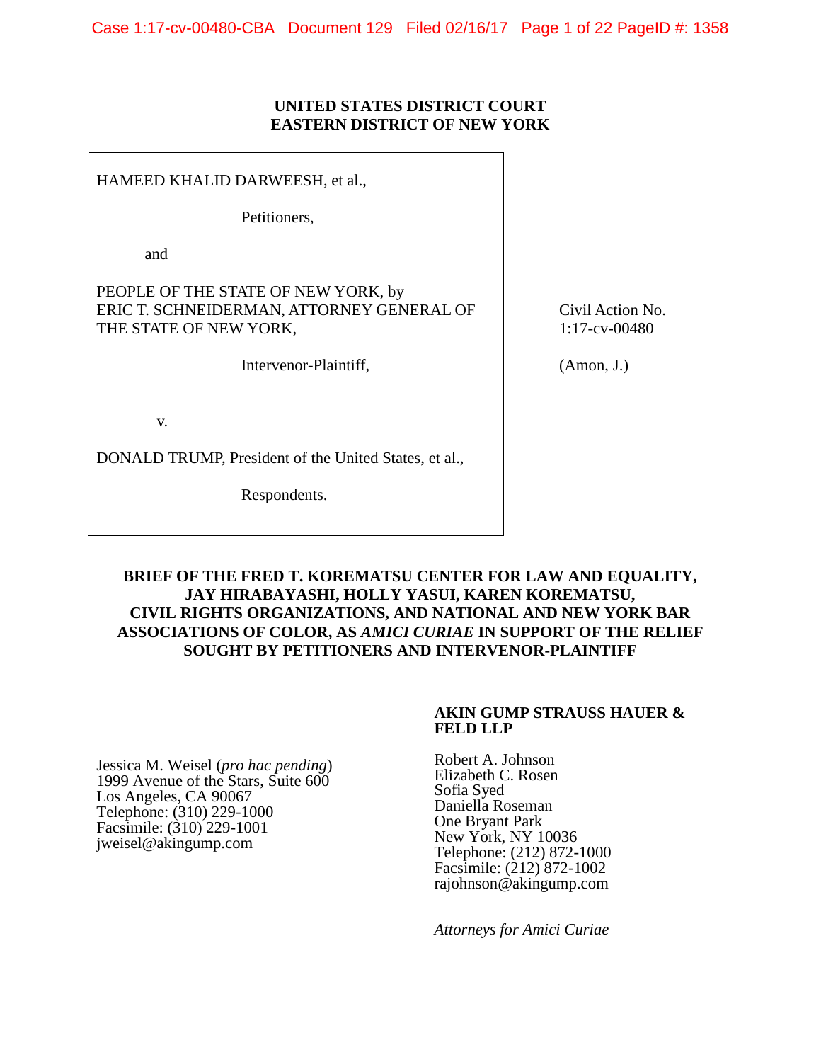**UNITED STATES DISTRICT COURT**
**EASTERN DISTRICT OF NEW YORK**

| | |
|---|---|
| HAMEED KHALID DARWEESH, et al.,<br><br>Petitioners,<br><br>and<br><br>PEOPLE OF THE STATE OF NEW YORK, by ERIC T. SCHNEIDERMAN, ATTORNEY GENERAL OF THE STATE OF NEW YORK,<br><br>Intervenor-Plaintiff,<br><br>v.<br><br>DONALD TRUMP, President of the United States, et al.,<br><br>Respondents. | Civil Action No. 1:17-cv-00480<br><br>(Amon, J.) |

**BRIEF OF THE FRED T. KOREMATSU CENTER FOR LAW AND EQUALITY, JAY HIRABAYASHI, HOLLY YASUI, KAREN KOREMATSU, CIVIL RIGHTS ORGANIZATIONS, AND NATIONAL AND NEW YORK BAR ASSOCIATIONS OF COLOR, AS *AMICI CURIAE* IN SUPPORT OF THE RELIEF SOUGHT BY PETITIONERS AND INTERVENOR-PLAINTIFF**

**AKIN GUMP STRAUSS HAUER & FELD LLP**

Jessica M. Weisel (*pro hac pending*)
1999 Avenue of the Stars, Suite 600
Los Angeles, CA 90067
Telephone: (310) 229-1000
Facsimile: (310) 229-1001
jweisel@akingump.com

Robert A. Johnson
Elizabeth C. Rosen
Sofia Syed
Daniella Roseman
One Bryant Park
New York, NY 10036
Telephone: (212) 872-1000
Facsimile: (212) 872-1002
rajohnson@akingump.com

*Attorneys for Amici Curiae*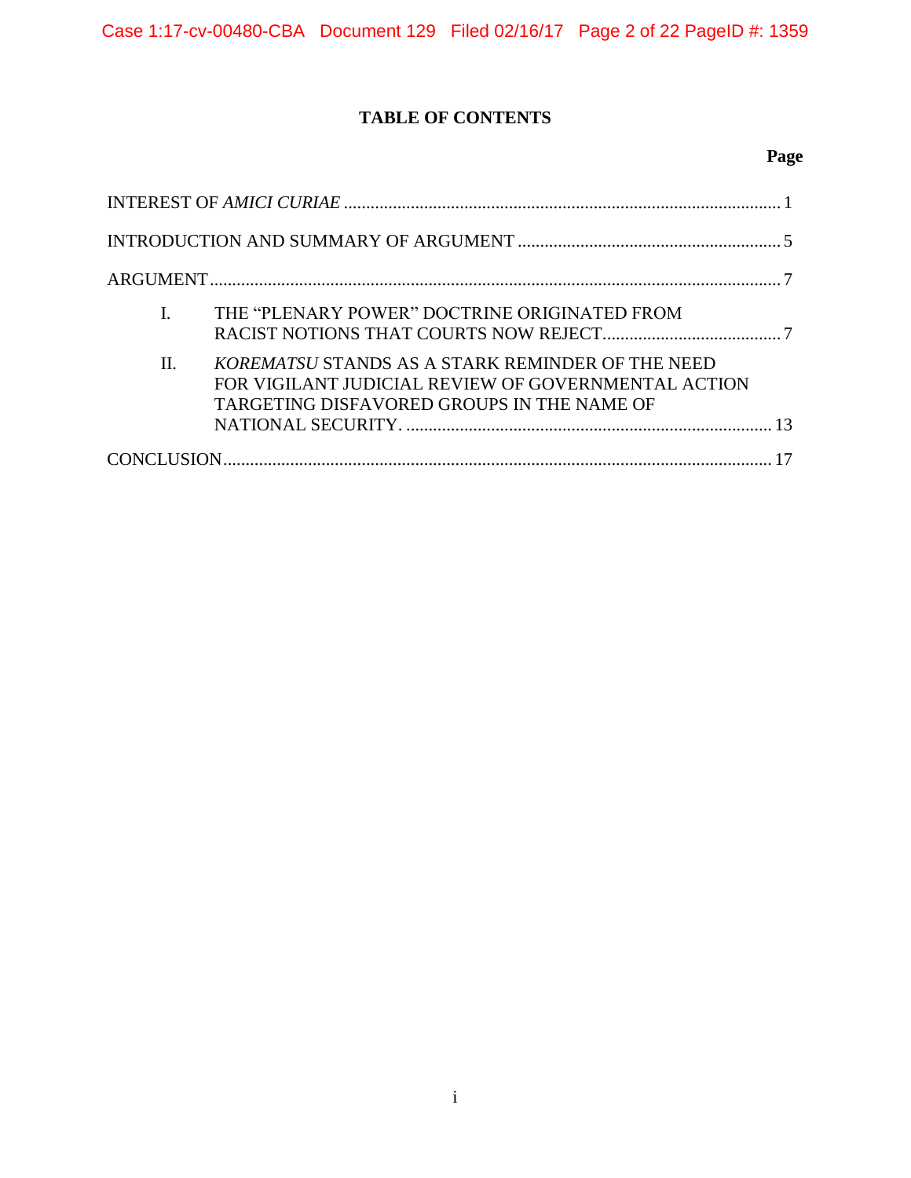# TABLE OF CONTENTS

| | Page |
|---|---|
| INTEREST OF *AMICI CURIAE* | 1 |
| INTRODUCTION AND SUMMARY OF ARGUMENT | 5 |
| ARGUMENT | 7 |
| I. THE "PLENARY POWER" DOCTRINE ORIGINATED FROM RACIST NOTIONS THAT COURTS NOW REJECT | 7 |
| II. *KOREMATSU* STANDS AS A STARK REMINDER OF THE NEED FOR VIGILANT JUDICIAL REVIEW OF GOVERNMENTAL ACTION TARGETING DISFAVORED GROUPS IN THE NAME OF NATIONAL SECURITY. | 13 |
| CONCLUSION | 17 |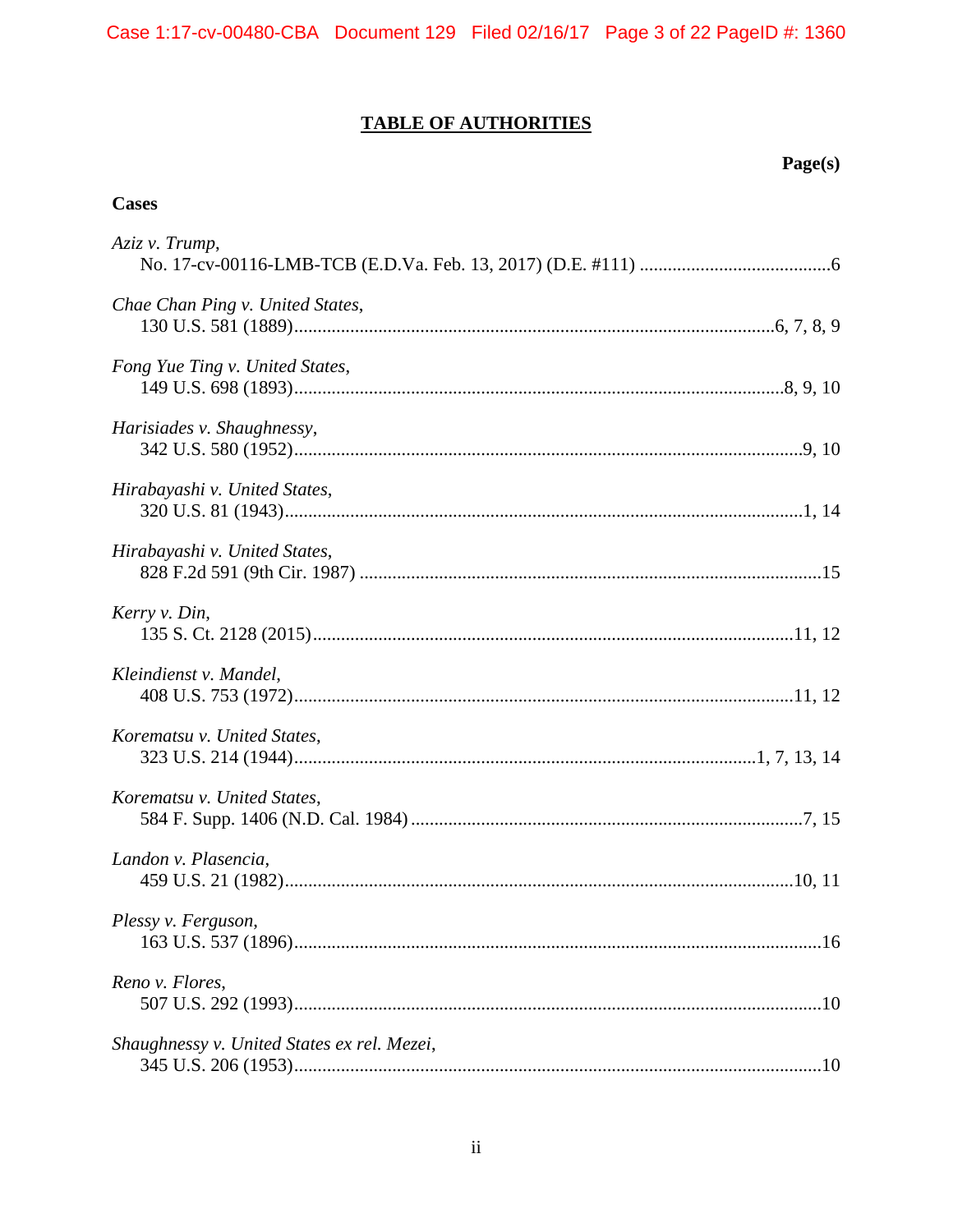## TABLE OF AUTHORITIES

**Page(s)**

### Cases

*Aziz v. Trump*,
No. 17-cv-00116-LMB-TCB (E.D.Va. Feb. 13, 2017) (D.E. #111) .........................................6

*Chae Chan Ping v. United States*,
130 U.S. 581 (1889)........................................................................................................6, 7, 8, 9

*Fong Yue Ting v. United States*,
149 U.S. 698 (1893)..........................................................................................................8, 9, 10

*Harisiades v. Shaughnessy*,
342 U.S. 580 (1952)...............................................................................................................9, 10

*Hirabayashi v. United States*,
320 U.S. 81 (1943).................................................................................................................1, 14

*Hirabayashi v. United States*,
828 F.2d 591 (9th Cir. 1987) .......................................................................................................15

*Kerry v. Din*,
135 S. Ct. 2128 (2015)...........................................................................................................11, 12

*Kleindienst v. Mandel*,
408 U.S. 753 (1972)...............................................................................................................11, 12

*Korematsu v. United States*,
323 U.S. 214 (1944).......................................................................................................1, 7, 13, 14

*Korematsu v. United States*,
584 F. Supp. 1406 (N.D. Cal. 1984) .........................................................................................7, 15

*Landon v. Plasencia*,
459 U.S. 21 (1982).................................................................................................................10, 11

*Plessy v. Ferguson*,
163 U.S. 537 (1896)......................................................................................................................16

*Reno v. Flores*,
507 U.S. 292 (1993)......................................................................................................................10

*Shaughnessy v. United States ex rel. Mezei*,
345 U.S. 206 (1953)......................................................................................................................10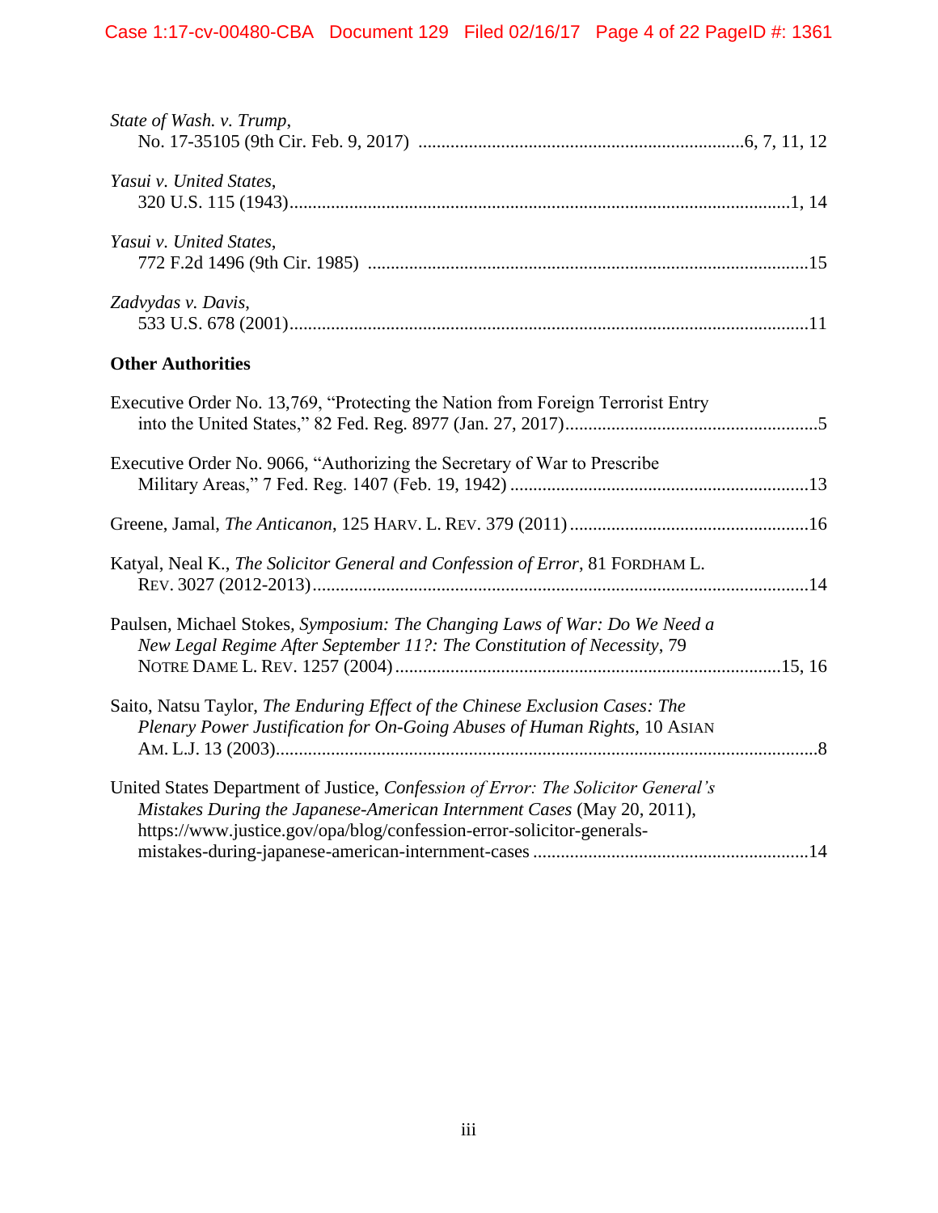*State of Wash. v. Trump*,
No. 17-35105 (9th Cir. Feb. 9, 2017) ....................................................................6, 7, 11, 12

*Yasui v. United States*,
320 U.S. 115 (1943)...........................................................................................................1, 14

*Yasui v. United States*,
772 F.2d 1496 (9th Cir. 1985) ...............................................................................................15

*Zadvydas v. Davis*,
533 U.S. 678 (2001)...............................................................................................................11

**Other Authorities**

Executive Order No. 13,769, "Protecting the Nation from Foreign Terrorist Entry into the United States," 82 Fed. Reg. 8977 (Jan. 27, 2017).......................................................5

Executive Order No. 9066, "Authorizing the Secretary of War to Prescribe Military Areas," 7 Fed. Reg. 1407 (Feb. 19, 1942) ................................................................13

Greene, Jamal, *The Anticanon*, 125 HARV. L. REV. 379 (2011)...................................................16

Katyal, Neal K., *The Solicitor General and Confession of Error*, 81 FORDHAM L. REV. 3027 (2012-2013)..........................................................................................................14

Paulsen, Michael Stokes, *Symposium: The Changing Laws of War: Do We Need a New Legal Regime After September 11?: The Constitution of Necessity*, 79 NOTRE DAME L. REV. 1257 (2004)..................................................................................15, 16

Saito, Natsu Taylor, *The Enduring Effect of the Chinese Exclusion Cases: The Plenary Power Justification for On-Going Abuses of Human Rights*, 10 ASIAN AM. L.J. 13 (2003)..................................................................................................................8

United States Department of Justice, *Confession of Error: The Solicitor General's Mistakes During the Japanese-American Internment Cases* (May 20, 2011), https://www.justice.gov/opa/blog/confession-error-solicitor-generals-mistakes-during-japanese-american-internment-cases ...........................................................14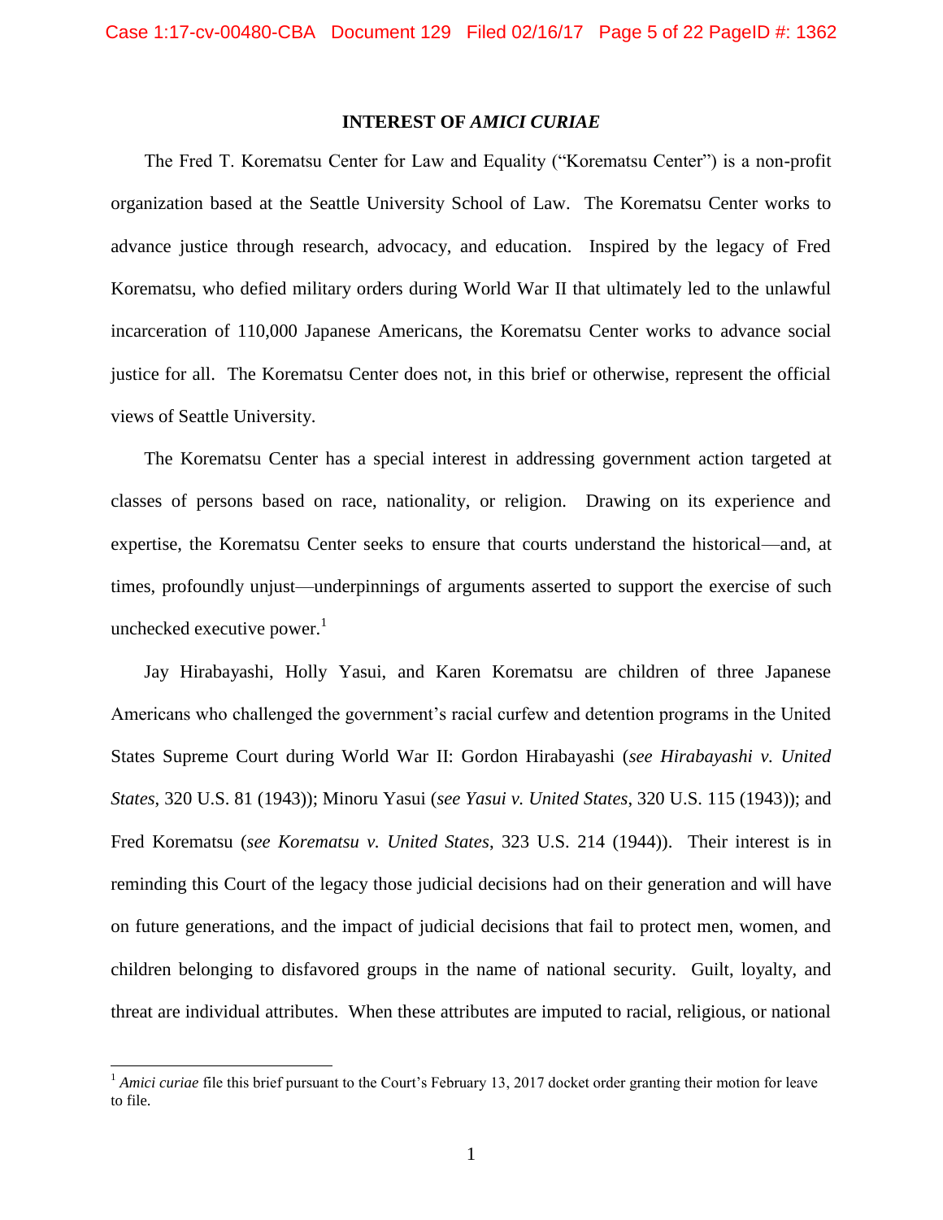## INTEREST OF *AMICI CURIAE*

The Fred T. Korematsu Center for Law and Equality ("Korematsu Center") is a non-profit organization based at the Seattle University School of Law. The Korematsu Center works to advance justice through research, advocacy, and education. Inspired by the legacy of Fred Korematsu, who defied military orders during World War II that ultimately led to the unlawful incarceration of 110,000 Japanese Americans, the Korematsu Center works to advance social justice for all. The Korematsu Center does not, in this brief or otherwise, represent the official views of Seattle University.

The Korematsu Center has a special interest in addressing government action targeted at classes of persons based on race, nationality, or religion. Drawing on its experience and expertise, the Korematsu Center seeks to ensure that courts understand the historical—and, at times, profoundly unjust—underpinnings of arguments asserted to support the exercise of such unchecked executive power.[1]

Jay Hirabayashi, Holly Yasui, and Karen Korematsu are children of three Japanese Americans who challenged the government's racial curfew and detention programs in the United States Supreme Court during World War II: Gordon Hirabayashi (*see Hirabayashi v. United States*, 320 U.S. 81 (1943)); Minoru Yasui (*see Yasui v. United States*, 320 U.S. 115 (1943)); and Fred Korematsu (*see Korematsu v. United States*, 323 U.S. 214 (1944)). Their interest is in reminding this Court of the legacy those judicial decisions had on their generation and will have on future generations, and the impact of judicial decisions that fail to protect men, women, and children belonging to disfavored groups in the name of national security. Guilt, loyalty, and threat are individual attributes. When these attributes are imputed to racial, religious, or national

[1] *Amici curiae* file this brief pursuant to the Court's February 13, 2017 docket order granting their motion for leave to file.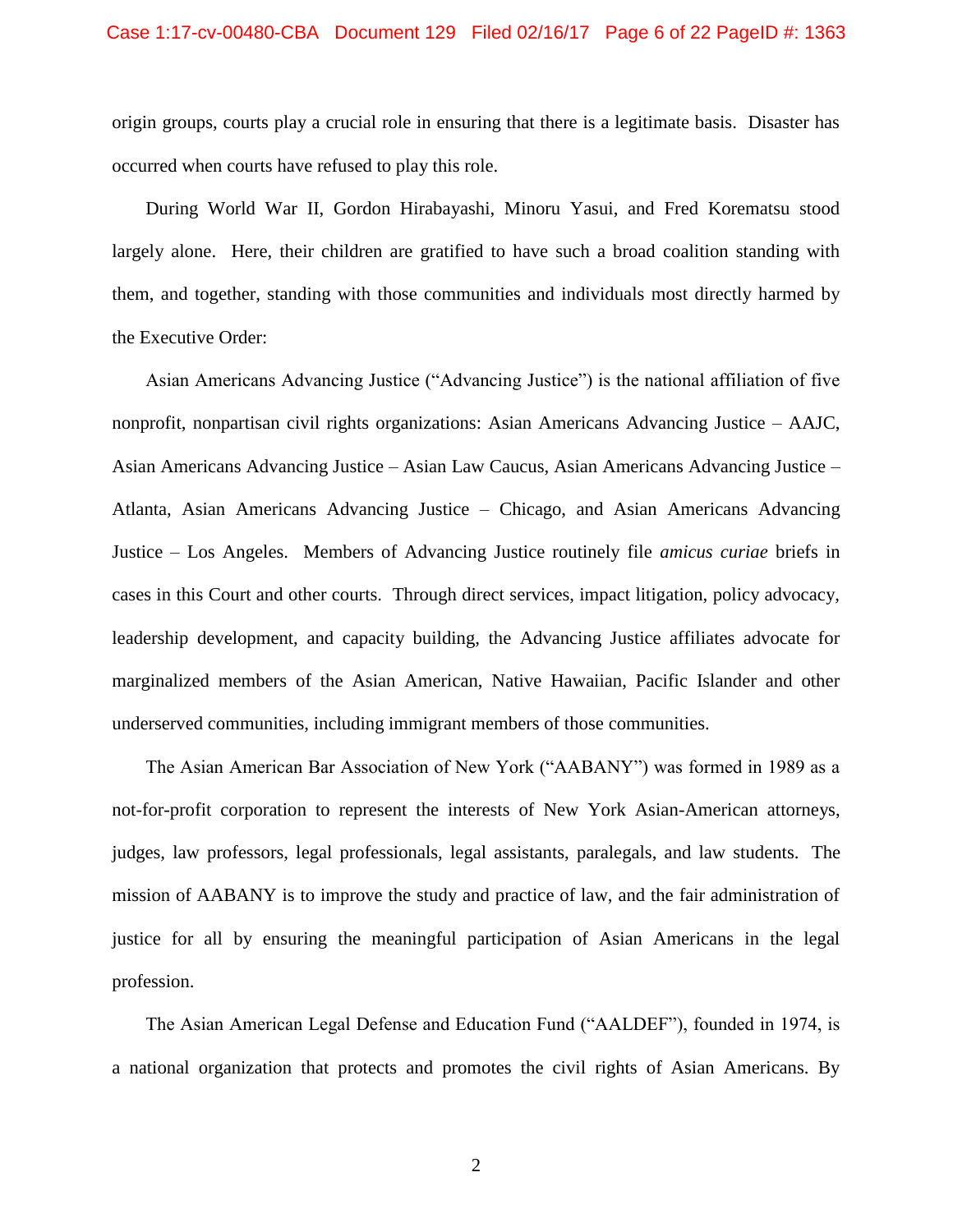origin groups, courts play a crucial role in ensuring that there is a legitimate basis. Disaster has occurred when courts have refused to play this role.

During World War II, Gordon Hirabayashi, Minoru Yasui, and Fred Korematsu stood largely alone. Here, their children are gratified to have such a broad coalition standing with them, and together, standing with those communities and individuals most directly harmed by the Executive Order:

Asian Americans Advancing Justice ("Advancing Justice") is the national affiliation of five nonprofit, nonpartisan civil rights organizations: Asian Americans Advancing Justice – AAJC, Asian Americans Advancing Justice – Asian Law Caucus, Asian Americans Advancing Justice – Atlanta, Asian Americans Advancing Justice – Chicago, and Asian Americans Advancing Justice – Los Angeles. Members of Advancing Justice routinely file *amicus curiae* briefs in cases in this Court and other courts. Through direct services, impact litigation, policy advocacy, leadership development, and capacity building, the Advancing Justice affiliates advocate for marginalized members of the Asian American, Native Hawaiian, Pacific Islander and other underserved communities, including immigrant members of those communities.

The Asian American Bar Association of New York ("AABANY") was formed in 1989 as a not-for-profit corporation to represent the interests of New York Asian-American attorneys, judges, law professors, legal professionals, legal assistants, paralegals, and law students. The mission of AABANY is to improve the study and practice of law, and the fair administration of justice for all by ensuring the meaningful participation of Asian Americans in the legal profession.

The Asian American Legal Defense and Education Fund ("AALDEF"), founded in 1974, is a national organization that protects and promotes the civil rights of Asian Americans. By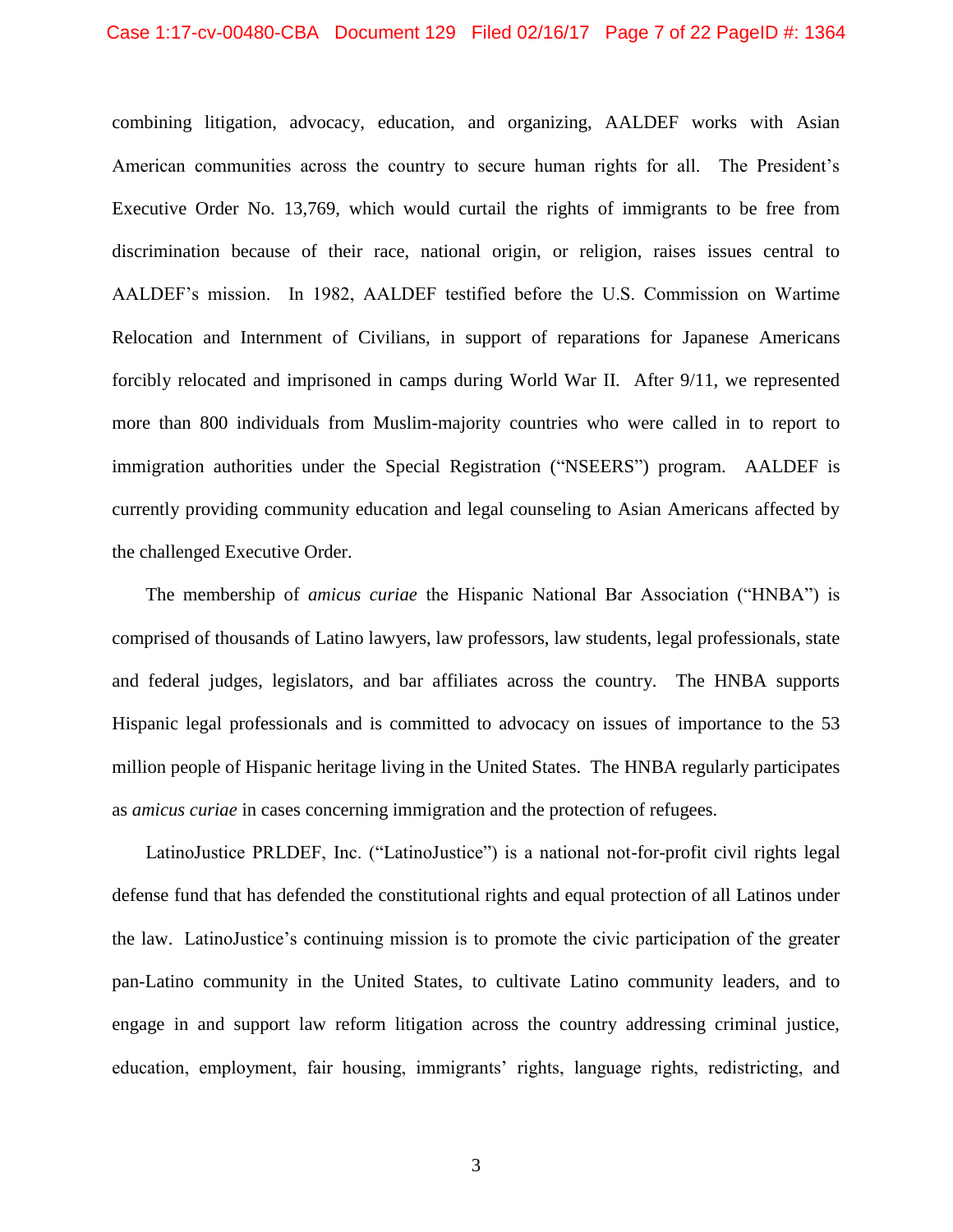combining litigation, advocacy, education, and organizing, AALDEF works with Asian American communities across the country to secure human rights for all. The President's Executive Order No. 13,769, which would curtail the rights of immigrants to be free from discrimination because of their race, national origin, or religion, raises issues central to AALDEF's mission. In 1982, AALDEF testified before the U.S. Commission on Wartime Relocation and Internment of Civilians, in support of reparations for Japanese Americans forcibly relocated and imprisoned in camps during World War II. After 9/11, we represented more than 800 individuals from Muslim-majority countries who were called in to report to immigration authorities under the Special Registration ("NSEERS") program. AALDEF is currently providing community education and legal counseling to Asian Americans affected by the challenged Executive Order.

The membership of *amicus curiae* the Hispanic National Bar Association ("HNBA") is comprised of thousands of Latino lawyers, law professors, law students, legal professionals, state and federal judges, legislators, and bar affiliates across the country. The HNBA supports Hispanic legal professionals and is committed to advocacy on issues of importance to the 53 million people of Hispanic heritage living in the United States. The HNBA regularly participates as *amicus curiae* in cases concerning immigration and the protection of refugees.

LatinoJustice PRLDEF, Inc. ("LatinoJustice") is a national not-for-profit civil rights legal defense fund that has defended the constitutional rights and equal protection of all Latinos under the law. LatinoJustice's continuing mission is to promote the civic participation of the greater pan-Latino community in the United States, to cultivate Latino community leaders, and to engage in and support law reform litigation across the country addressing criminal justice, education, employment, fair housing, immigrants' rights, language rights, redistricting, and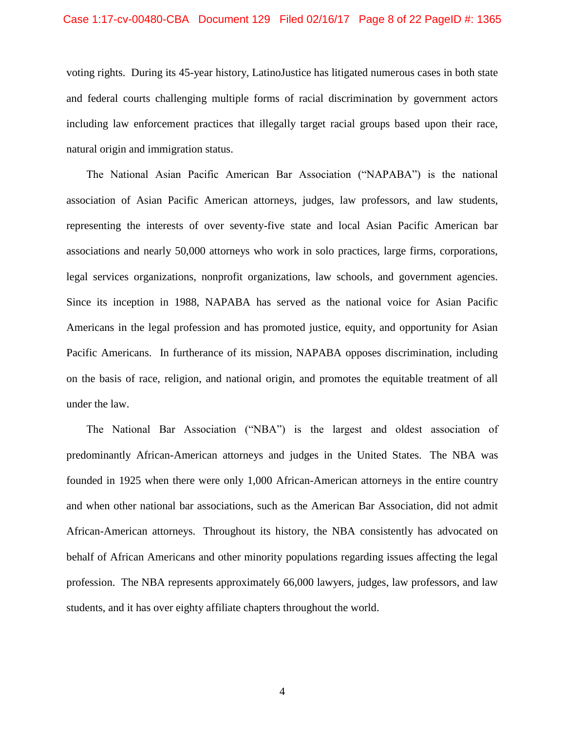voting rights. During its 45-year history, LatinoJustice has litigated numerous cases in both state and federal courts challenging multiple forms of racial discrimination by government actors including law enforcement practices that illegally target racial groups based upon their race, natural origin and immigration status.

The National Asian Pacific American Bar Association ("NAPABA") is the national association of Asian Pacific American attorneys, judges, law professors, and law students, representing the interests of over seventy-five state and local Asian Pacific American bar associations and nearly 50,000 attorneys who work in solo practices, large firms, corporations, legal services organizations, nonprofit organizations, law schools, and government agencies. Since its inception in 1988, NAPABA has served as the national voice for Asian Pacific Americans in the legal profession and has promoted justice, equity, and opportunity for Asian Pacific Americans. In furtherance of its mission, NAPABA opposes discrimination, including on the basis of race, religion, and national origin, and promotes the equitable treatment of all under the law.

The National Bar Association ("NBA") is the largest and oldest association of predominantly African-American attorneys and judges in the United States. The NBA was founded in 1925 when there were only 1,000 African-American attorneys in the entire country and when other national bar associations, such as the American Bar Association, did not admit African-American attorneys. Throughout its history, the NBA consistently has advocated on behalf of African Americans and other minority populations regarding issues affecting the legal profession. The NBA represents approximately 66,000 lawyers, judges, law professors, and law students, and it has over eighty affiliate chapters throughout the world.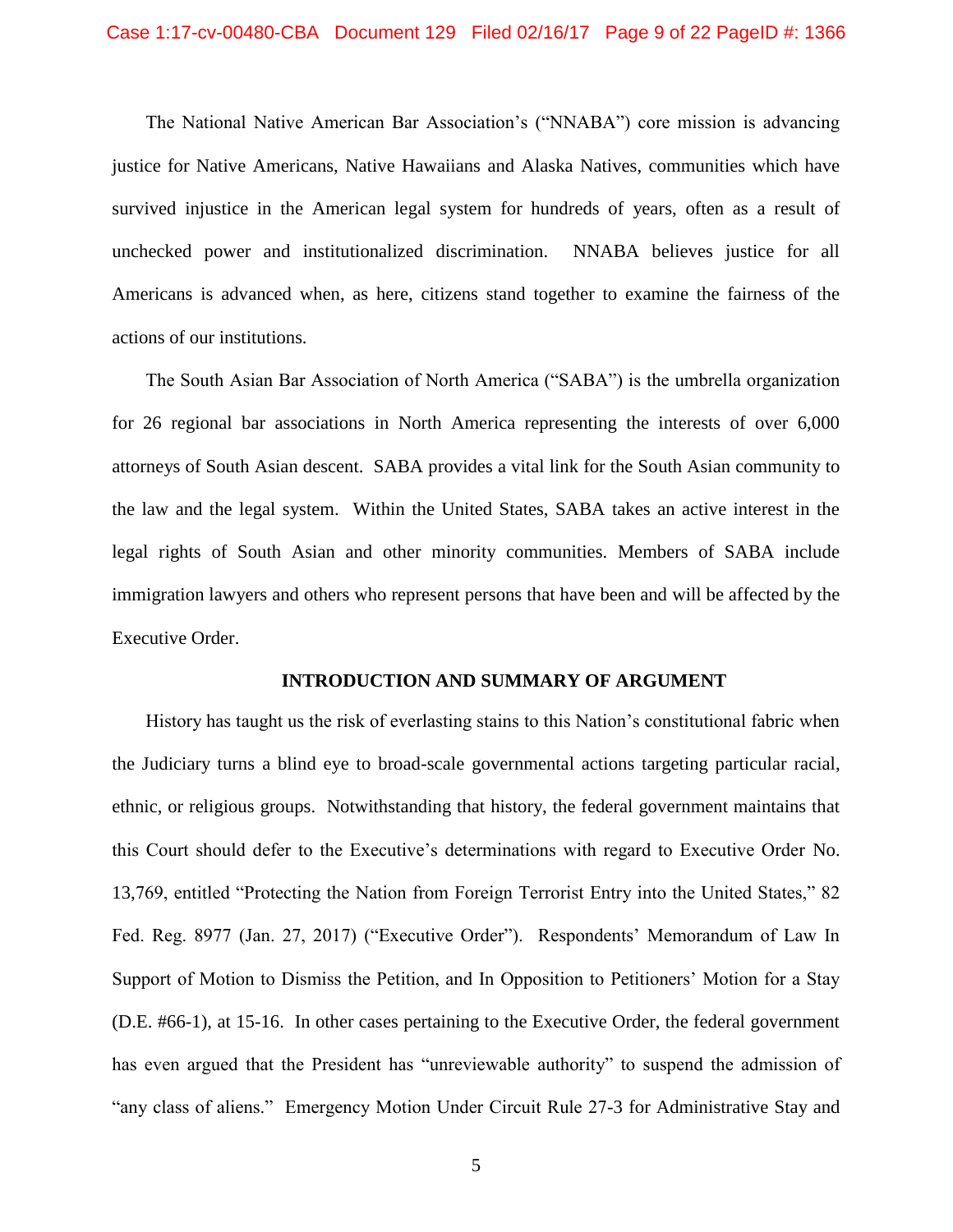The National Native American Bar Association's ("NNABA") core mission is advancing justice for Native Americans, Native Hawaiians and Alaska Natives, communities which have survived injustice in the American legal system for hundreds of years, often as a result of unchecked power and institutionalized discrimination. NNABA believes justice for all Americans is advanced when, as here, citizens stand together to examine the fairness of the actions of our institutions.

The South Asian Bar Association of North America ("SABA") is the umbrella organization for 26 regional bar associations in North America representing the interests of over 6,000 attorneys of South Asian descent. SABA provides a vital link for the South Asian community to the law and the legal system. Within the United States, SABA takes an active interest in the legal rights of South Asian and other minority communities. Members of SABA include immigration lawyers and others who represent persons that have been and will be affected by the Executive Order.

## INTRODUCTION AND SUMMARY OF ARGUMENT

History has taught us the risk of everlasting stains to this Nation's constitutional fabric when the Judiciary turns a blind eye to broad-scale governmental actions targeting particular racial, ethnic, or religious groups. Notwithstanding that history, the federal government maintains that this Court should defer to the Executive's determinations with regard to Executive Order No. 13,769, entitled "Protecting the Nation from Foreign Terrorist Entry into the United States," 82 Fed. Reg. 8977 (Jan. 27, 2017) ("Executive Order"). Respondents' Memorandum of Law In Support of Motion to Dismiss the Petition, and In Opposition to Petitioners' Motion for a Stay (D.E. #66-1), at 15-16. In other cases pertaining to the Executive Order, the federal government has even argued that the President has "unreviewable authority" to suspend the admission of "any class of aliens." Emergency Motion Under Circuit Rule 27-3 for Administrative Stay and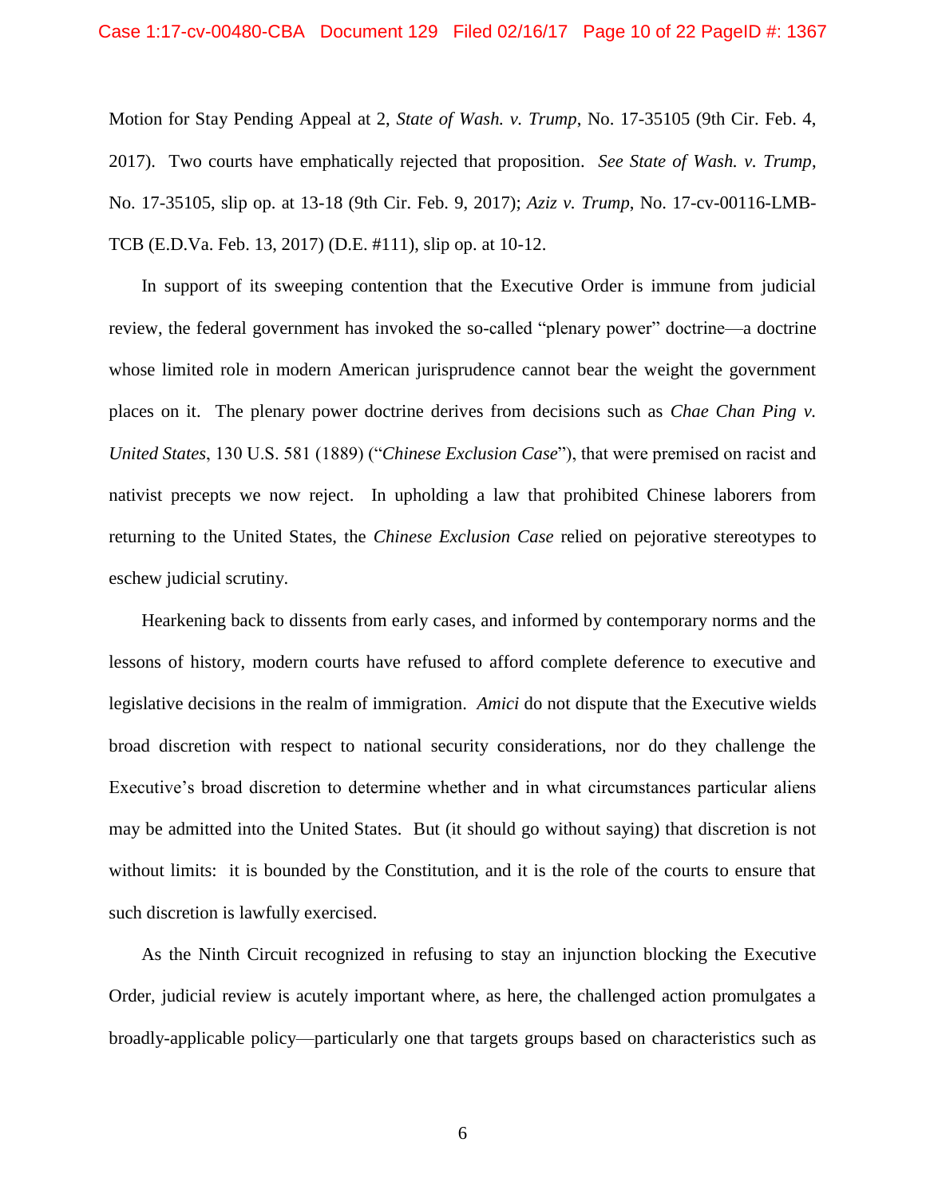Motion for Stay Pending Appeal at 2, *State of Wash. v. Trump*, No. 17-35105 (9th Cir. Feb. 4, 2017). Two courts have emphatically rejected that proposition. *See State of Wash. v. Trump*, No. 17-35105, slip op. at 13-18 (9th Cir. Feb. 9, 2017); *Aziz v. Trump*, No. 17-cv-00116-LMB-TCB (E.D.Va. Feb. 13, 2017) (D.E. #111), slip op. at 10-12.

In support of its sweeping contention that the Executive Order is immune from judicial review, the federal government has invoked the so-called "plenary power" doctrine—a doctrine whose limited role in modern American jurisprudence cannot bear the weight the government places on it. The plenary power doctrine derives from decisions such as *Chae Chan Ping v. United States*, 130 U.S. 581 (1889) ("*Chinese Exclusion Case*"), that were premised on racist and nativist precepts we now reject. In upholding a law that prohibited Chinese laborers from returning to the United States, the *Chinese Exclusion Case* relied on pejorative stereotypes to eschew judicial scrutiny.

Hearkening back to dissents from early cases, and informed by contemporary norms and the lessons of history, modern courts have refused to afford complete deference to executive and legislative decisions in the realm of immigration. *Amici* do not dispute that the Executive wields broad discretion with respect to national security considerations, nor do they challenge the Executive's broad discretion to determine whether and in what circumstances particular aliens may be admitted into the United States. But (it should go without saying) that discretion is not without limits: it is bounded by the Constitution, and it is the role of the courts to ensure that such discretion is lawfully exercised.

As the Ninth Circuit recognized in refusing to stay an injunction blocking the Executive Order, judicial review is acutely important where, as here, the challenged action promulgates a broadly-applicable policy—particularly one that targets groups based on characteristics such as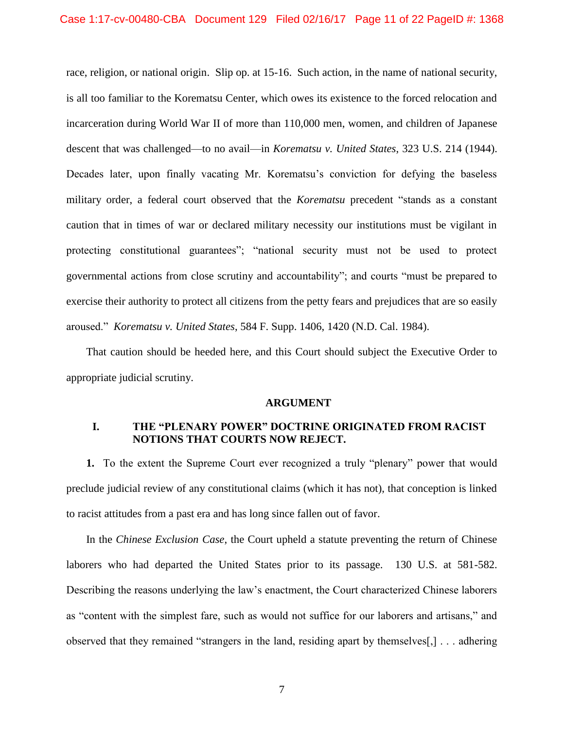race, religion, or national origin. Slip op. at 15-16. Such action, in the name of national security, is all too familiar to the Korematsu Center, which owes its existence to the forced relocation and incarceration during World War II of more than 110,000 men, women, and children of Japanese descent that was challenged—to no avail—in *Korematsu v. United States*, 323 U.S. 214 (1944). Decades later, upon finally vacating Mr. Korematsu's conviction for defying the baseless military order, a federal court observed that the *Korematsu* precedent "stands as a constant caution that in times of war or declared military necessity our institutions must be vigilant in protecting constitutional guarantees"; "national security must not be used to protect governmental actions from close scrutiny and accountability"; and courts "must be prepared to exercise their authority to protect all citizens from the petty fears and prejudices that are so easily aroused." *Korematsu v. United States*, 584 F. Supp. 1406, 1420 (N.D. Cal. 1984).

That caution should be heeded here, and this Court should subject the Executive Order to appropriate judicial scrutiny.

## ARGUMENT

### I. THE "PLENARY POWER" DOCTRINE ORIGINATED FROM RACIST NOTIONS THAT COURTS NOW REJECT.

**1.** To the extent the Supreme Court ever recognized a truly "plenary" power that would preclude judicial review of any constitutional claims (which it has not), that conception is linked to racist attitudes from a past era and has long since fallen out of favor.

In the *Chinese Exclusion Case*, the Court upheld a statute preventing the return of Chinese laborers who had departed the United States prior to its passage. 130 U.S. at 581-582. Describing the reasons underlying the law's enactment, the Court characterized Chinese laborers as "content with the simplest fare, such as would not suffice for our laborers and artisans," and observed that they remained "strangers in the land, residing apart by themselves[,] . . . adhering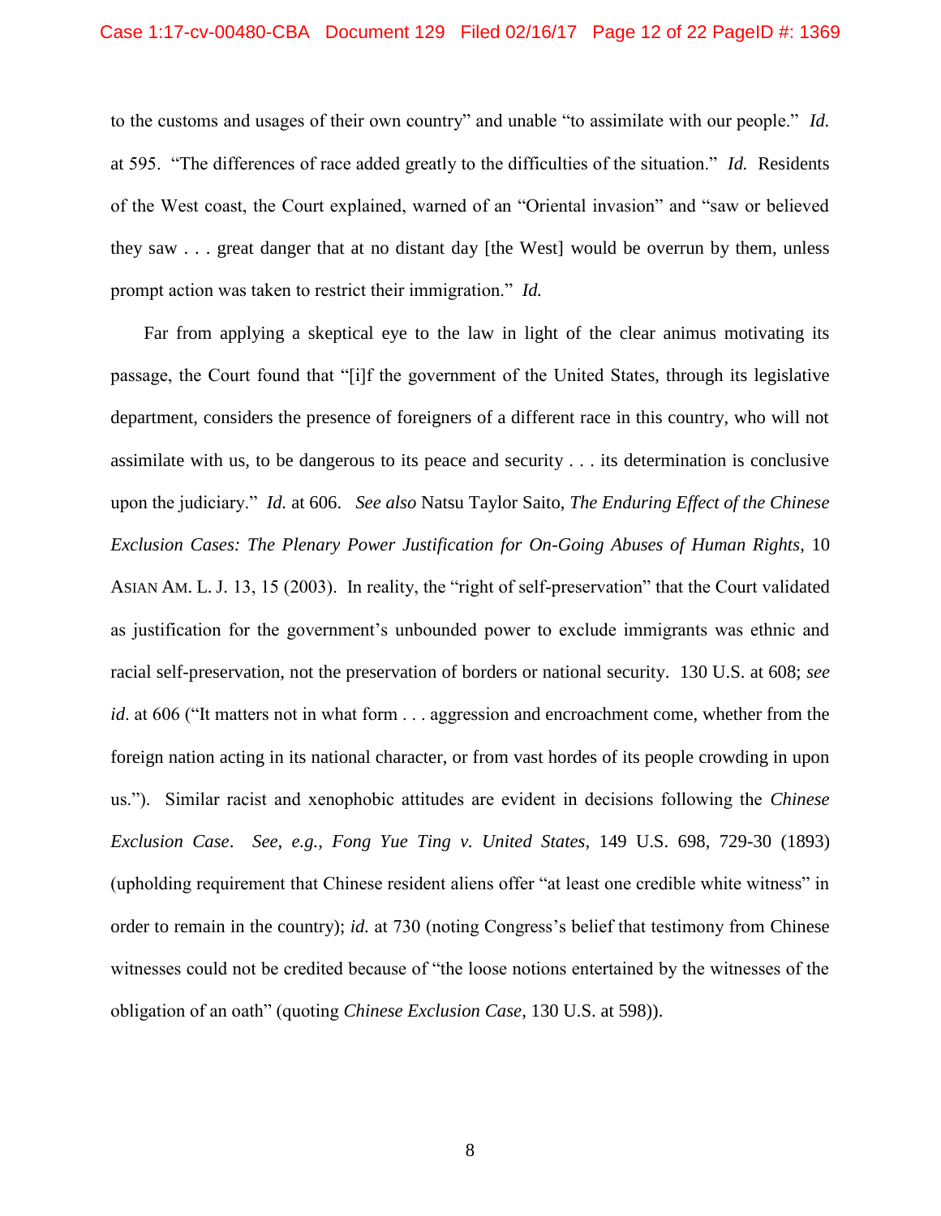to the customs and usages of their own country" and unable "to assimilate with our people." *Id.* at 595. "The differences of race added greatly to the difficulties of the situation." *Id.* Residents of the West coast, the Court explained, warned of an "Oriental invasion" and "saw or believed they saw . . . great danger that at no distant day [the West] would be overrun by them, unless prompt action was taken to restrict their immigration." *Id.*

Far from applying a skeptical eye to the law in light of the clear animus motivating its passage, the Court found that "[i]f the government of the United States, through its legislative department, considers the presence of foreigners of a different race in this country, who will not assimilate with us, to be dangerous to its peace and security . . . its determination is conclusive upon the judiciary." *Id.* at 606. *See also* Natsu Taylor Saito, *The Enduring Effect of the Chinese Exclusion Cases: The Plenary Power Justification for On-Going Abuses of Human Rights*, 10 ASIAN AM. L. J. 13, 15 (2003). In reality, the "right of self-preservation" that the Court validated as justification for the government's unbounded power to exclude immigrants was ethnic and racial self-preservation, not the preservation of borders or national security. 130 U.S. at 608; *see id*. at 606 ("It matters not in what form . . . aggression and encroachment come, whether from the foreign nation acting in its national character, or from vast hordes of its people crowding in upon us."). Similar racist and xenophobic attitudes are evident in decisions following the *Chinese Exclusion Case*. *See, e.g., Fong Yue Ting v. United States*, 149 U.S. 698, 729-30 (1893) (upholding requirement that Chinese resident aliens offer "at least one credible white witness" in order to remain in the country); *id.* at 730 (noting Congress's belief that testimony from Chinese witnesses could not be credited because of "the loose notions entertained by the witnesses of the obligation of an oath" (quoting *Chinese Exclusion Case*, 130 U.S. at 598)).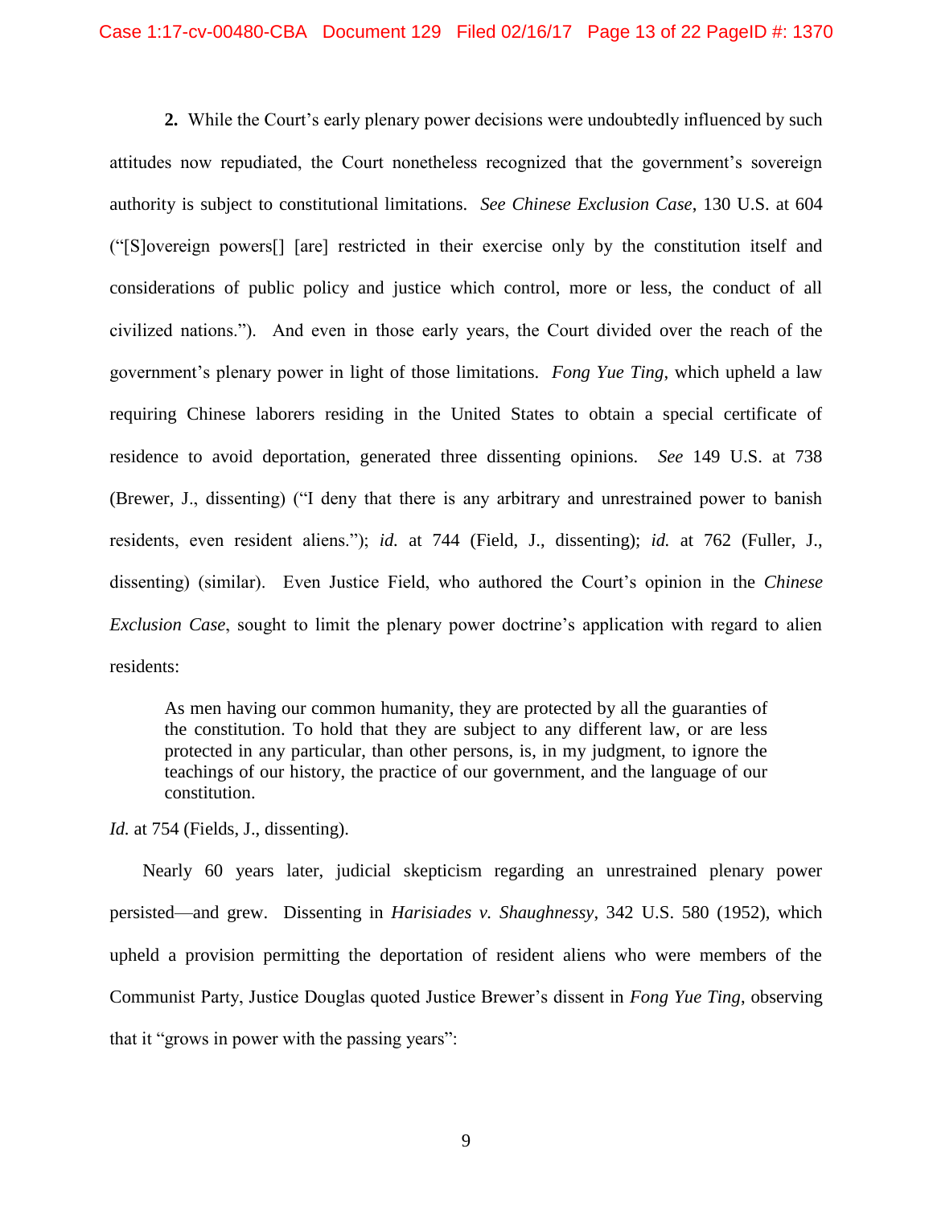**2.** While the Court's early plenary power decisions were undoubtedly influenced by such attitudes now repudiated, the Court nonetheless recognized that the government's sovereign authority is subject to constitutional limitations. *See Chinese Exclusion Case*, 130 U.S. at 604 ("[S]overeign powers[] [are] restricted in their exercise only by the constitution itself and considerations of public policy and justice which control, more or less, the conduct of all civilized nations."). And even in those early years, the Court divided over the reach of the government's plenary power in light of those limitations. *Fong Yue Ting*, which upheld a law requiring Chinese laborers residing in the United States to obtain a special certificate of residence to avoid deportation, generated three dissenting opinions. *See* 149 U.S. at 738 (Brewer, J., dissenting) ("I deny that there is any arbitrary and unrestrained power to banish residents, even resident aliens."); *id.* at 744 (Field, J., dissenting); *id.* at 762 (Fuller, J., dissenting) (similar). Even Justice Field, who authored the Court's opinion in the *Chinese Exclusion Case*, sought to limit the plenary power doctrine's application with regard to alien residents:

> As men having our common humanity, they are protected by all the guaranties of the constitution. To hold that they are subject to any different law, or are less protected in any particular, than other persons, is, in my judgment, to ignore the teachings of our history, the practice of our government, and the language of our constitution.

*Id.* at 754 (Fields, J., dissenting).

Nearly 60 years later, judicial skepticism regarding an unrestrained plenary power persisted—and grew. Dissenting in *Harisiades v. Shaughnessy*, 342 U.S. 580 (1952), which upheld a provision permitting the deportation of resident aliens who were members of the Communist Party, Justice Douglas quoted Justice Brewer's dissent in *Fong Yue Ting*, observing that it "grows in power with the passing years":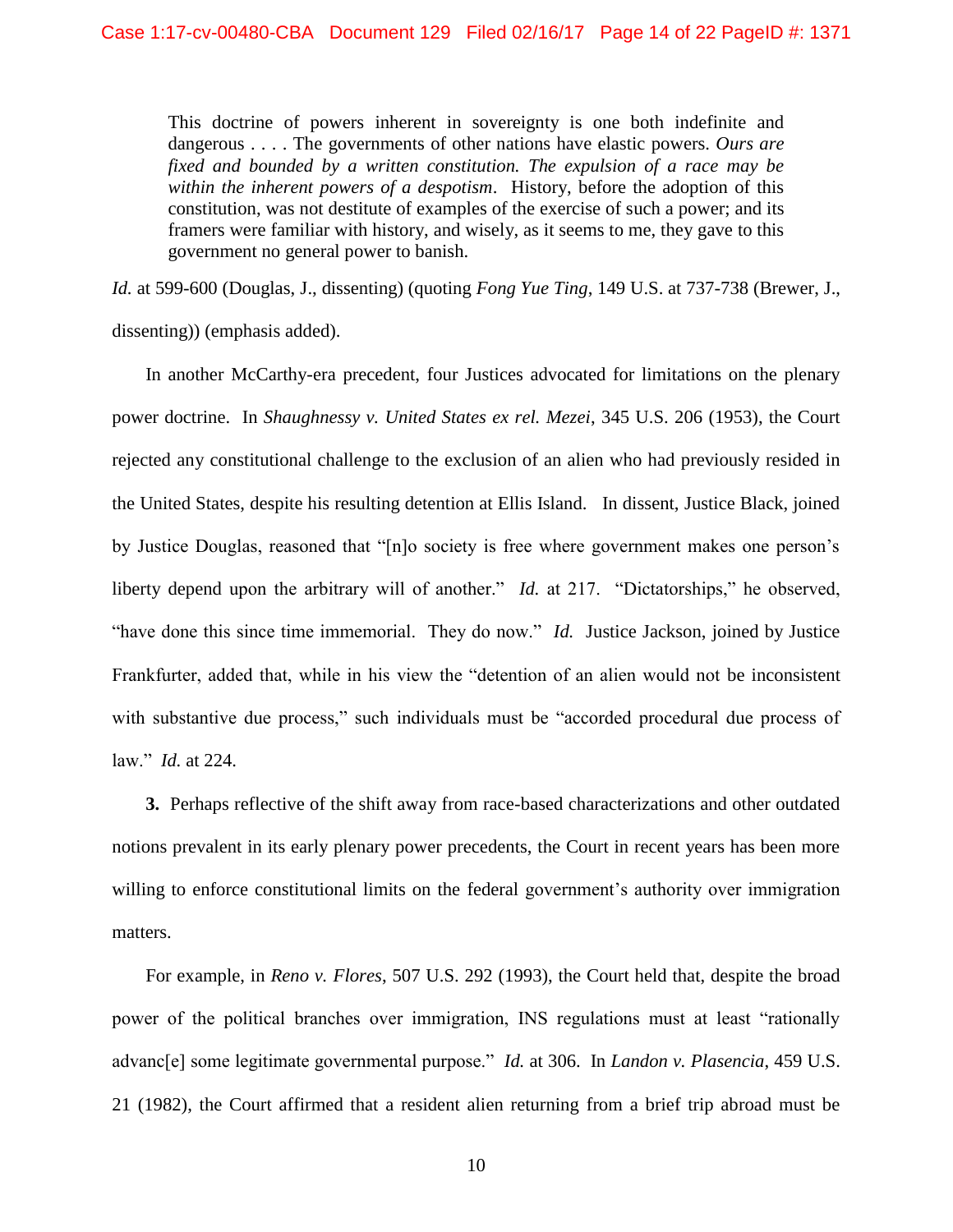> This doctrine of powers inherent in sovereignty is one both indefinite and dangerous . . . . The governments of other nations have elastic powers. *Ours are fixed and bounded by a written constitution. The expulsion of a race may be within the inherent powers of a despotism*. History, before the adoption of this constitution, was not destitute of examples of the exercise of such a power; and its framers were familiar with history, and wisely, as it seems to me, they gave to this government no general power to banish.

*Id.* at 599-600 (Douglas, J., dissenting) (quoting *Fong Yue Ting*, 149 U.S. at 737-738 (Brewer, J., dissenting)) (emphasis added).

In another McCarthy-era precedent, four Justices advocated for limitations on the plenary power doctrine. In *Shaughnessy v. United States ex rel. Mezei*, 345 U.S. 206 (1953), the Court rejected any constitutional challenge to the exclusion of an alien who had previously resided in the United States, despite his resulting detention at Ellis Island. In dissent, Justice Black, joined by Justice Douglas, reasoned that "[n]o society is free where government makes one person's liberty depend upon the arbitrary will of another." *Id.* at 217. "Dictatorships," he observed, "have done this since time immemorial. They do now." *Id.* Justice Jackson, joined by Justice Frankfurter, added that, while in his view the "detention of an alien would not be inconsistent with substantive due process," such individuals must be "accorded procedural due process of law." *Id.* at 224.

**3.** Perhaps reflective of the shift away from race-based characterizations and other outdated notions prevalent in its early plenary power precedents, the Court in recent years has been more willing to enforce constitutional limits on the federal government's authority over immigration matters.

For example, in *Reno v. Flores*, 507 U.S. 292 (1993), the Court held that, despite the broad power of the political branches over immigration, INS regulations must at least "rationally advanc[e] some legitimate governmental purpose." *Id.* at 306. In *Landon v. Plasencia*, 459 U.S. 21 (1982), the Court affirmed that a resident alien returning from a brief trip abroad must be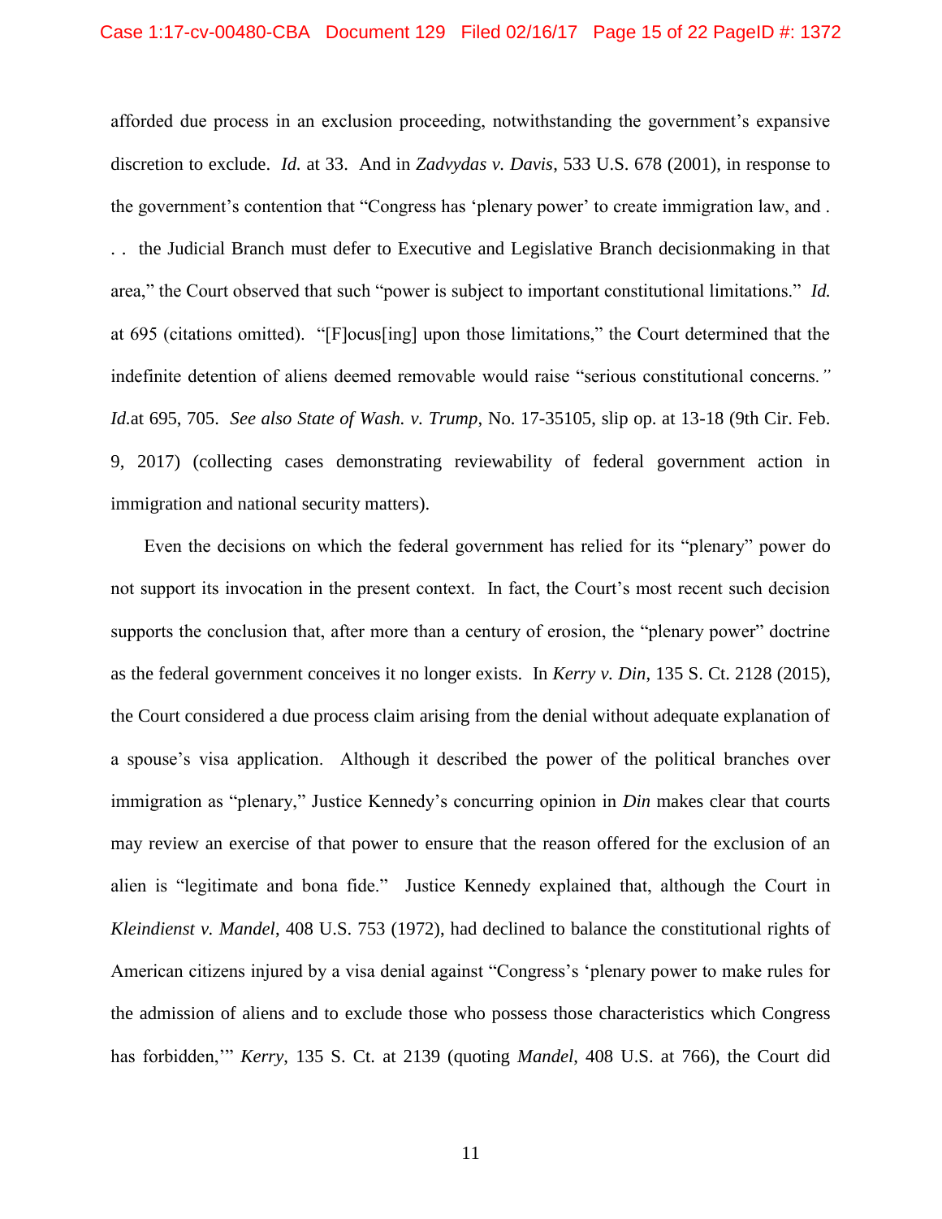afforded due process in an exclusion proceeding, notwithstanding the government's expansive discretion to exclude. *Id.* at 33. And in *Zadvydas v. Davis*, 533 U.S. 678 (2001), in response to the government's contention that "Congress has 'plenary power' to create immigration law, and . . . the Judicial Branch must defer to Executive and Legislative Branch decisionmaking in that area," the Court observed that such "power is subject to important constitutional limitations." *Id.* at 695 (citations omitted). "[F]ocus[ing] upon those limitations," the Court determined that the indefinite detention of aliens deemed removable would raise "serious constitutional concerns*.*" *Id.*at 695, 705. *See also State of Wash. v. Trump*, No. 17-35105, slip op. at 13-18 (9th Cir. Feb. 9, 2017) (collecting cases demonstrating reviewability of federal government action in immigration and national security matters).

Even the decisions on which the federal government has relied for its "plenary" power do not support its invocation in the present context. In fact, the Court's most recent such decision supports the conclusion that, after more than a century of erosion, the "plenary power" doctrine as the federal government conceives it no longer exists. In *Kerry v. Din*, 135 S. Ct. 2128 (2015), the Court considered a due process claim arising from the denial without adequate explanation of a spouse's visa application. Although it described the power of the political branches over immigration as "plenary," Justice Kennedy's concurring opinion in *Din* makes clear that courts may review an exercise of that power to ensure that the reason offered for the exclusion of an alien is "legitimate and bona fide." Justice Kennedy explained that, although the Court in *Kleindienst v. Mandel*, 408 U.S. 753 (1972), had declined to balance the constitutional rights of American citizens injured by a visa denial against "Congress's 'plenary power to make rules for the admission of aliens and to exclude those who possess those characteristics which Congress has forbidden,'" *Kerry*, 135 S. Ct. at 2139 (quoting *Mandel*, 408 U.S. at 766), the Court did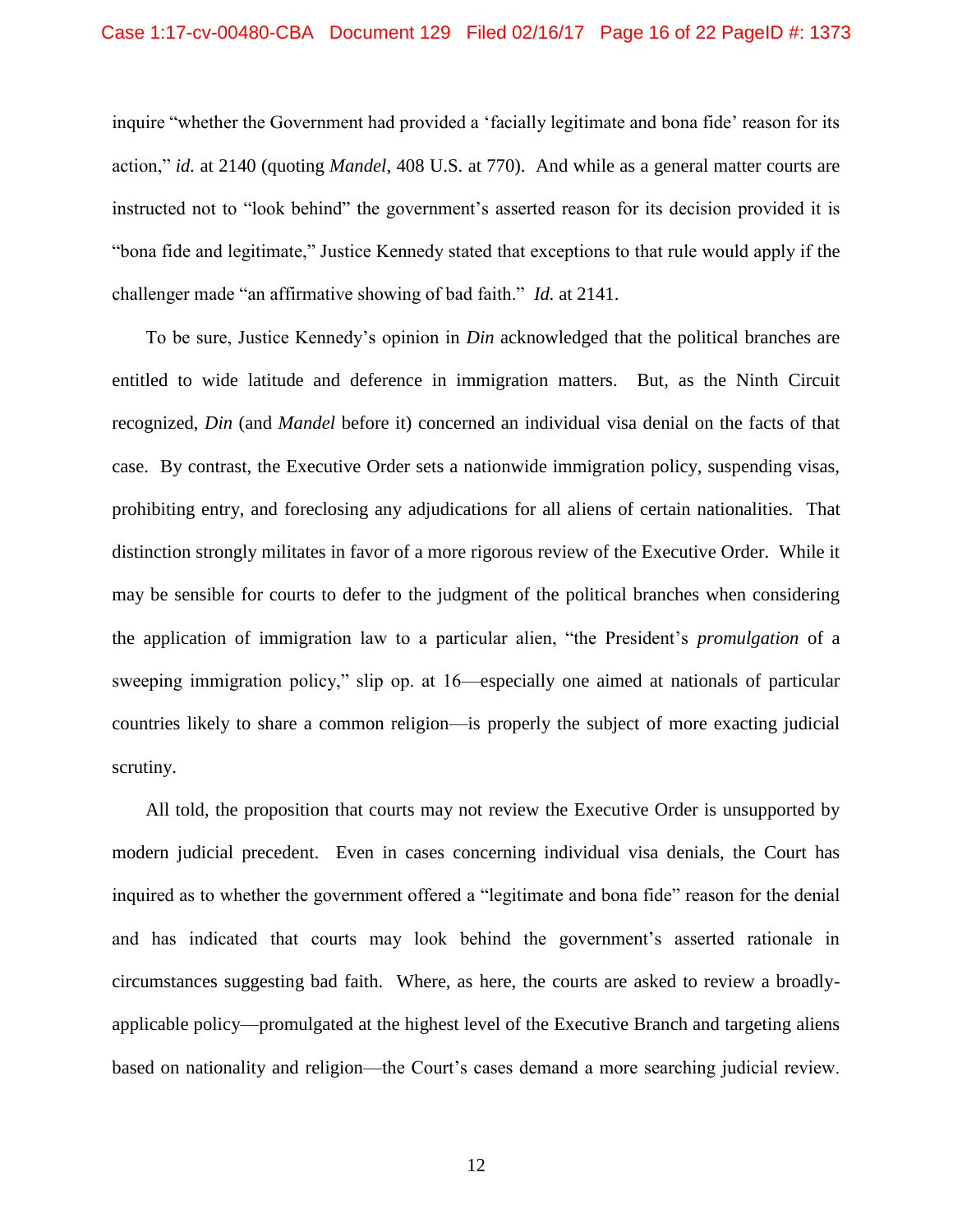inquire "whether the Government had provided a 'facially legitimate and bona fide' reason for its action," *id.* at 2140 (quoting *Mandel*, 408 U.S. at 770). And while as a general matter courts are instructed not to "look behind" the government's asserted reason for its decision provided it is "bona fide and legitimate," Justice Kennedy stated that exceptions to that rule would apply if the challenger made "an affirmative showing of bad faith." *Id.* at 2141.

To be sure, Justice Kennedy's opinion in *Din* acknowledged that the political branches are entitled to wide latitude and deference in immigration matters. But, as the Ninth Circuit recognized, *Din* (and *Mandel* before it) concerned an individual visa denial on the facts of that case. By contrast, the Executive Order sets a nationwide immigration policy, suspending visas, prohibiting entry, and foreclosing any adjudications for all aliens of certain nationalities. That distinction strongly militates in favor of a more rigorous review of the Executive Order. While it may be sensible for courts to defer to the judgment of the political branches when considering the application of immigration law to a particular alien, "the President's *promulgation* of a sweeping immigration policy," slip op. at 16—especially one aimed at nationals of particular countries likely to share a common religion—is properly the subject of more exacting judicial scrutiny.

All told, the proposition that courts may not review the Executive Order is unsupported by modern judicial precedent. Even in cases concerning individual visa denials, the Court has inquired as to whether the government offered a "legitimate and bona fide" reason for the denial and has indicated that courts may look behind the government's asserted rationale in circumstances suggesting bad faith. Where, as here, the courts are asked to review a broadly-applicable policy—promulgated at the highest level of the Executive Branch and targeting aliens based on nationality and religion—the Court's cases demand a more searching judicial review.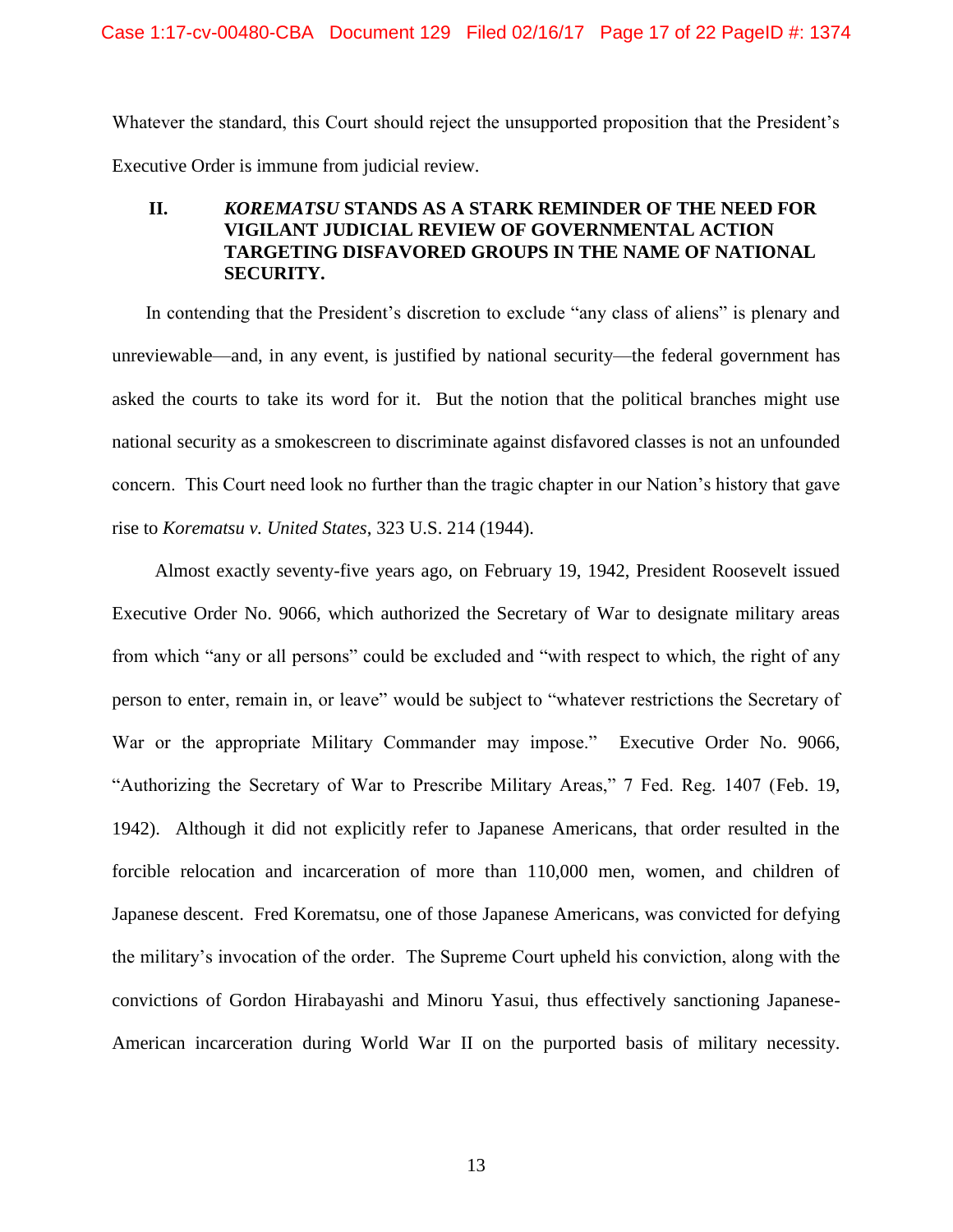Whatever the standard, this Court should reject the unsupported proposition that the President's Executive Order is immune from judicial review.

## II. *KOREMATSU* STANDS AS A STARK REMINDER OF THE NEED FOR VIGILANT JUDICIAL REVIEW OF GOVERNMENTAL ACTION TARGETING DISFAVORED GROUPS IN THE NAME OF NATIONAL SECURITY.

In contending that the President's discretion to exclude "any class of aliens" is plenary and unreviewable—and, in any event, is justified by national security—the federal government has asked the courts to take its word for it. But the notion that the political branches might use national security as a smokescreen to discriminate against disfavored classes is not an unfounded concern. This Court need look no further than the tragic chapter in our Nation's history that gave rise to *Korematsu v. United States*, 323 U.S. 214 (1944).

Almost exactly seventy-five years ago, on February 19, 1942, President Roosevelt issued Executive Order No. 9066, which authorized the Secretary of War to designate military areas from which "any or all persons" could be excluded and "with respect to which, the right of any person to enter, remain in, or leave" would be subject to "whatever restrictions the Secretary of War or the appropriate Military Commander may impose." Executive Order No. 9066, "Authorizing the Secretary of War to Prescribe Military Areas," 7 Fed. Reg. 1407 (Feb. 19, 1942). Although it did not explicitly refer to Japanese Americans, that order resulted in the forcible relocation and incarceration of more than 110,000 men, women, and children of Japanese descent. Fred Korematsu, one of those Japanese Americans, was convicted for defying the military's invocation of the order. The Supreme Court upheld his conviction, along with the convictions of Gordon Hirabayashi and Minoru Yasui, thus effectively sanctioning Japanese-American incarceration during World War II on the purported basis of military necessity.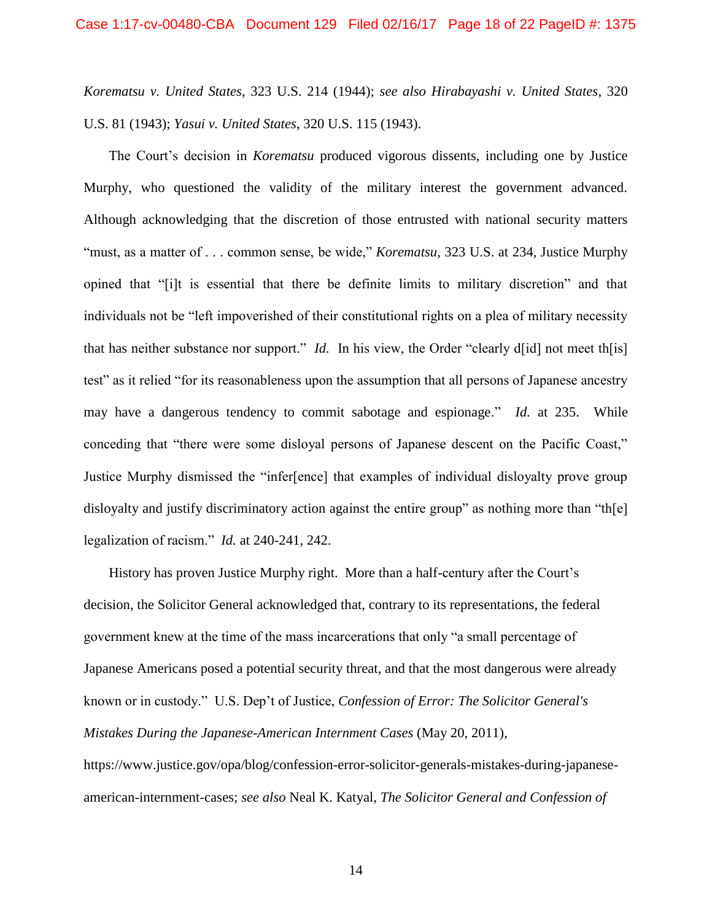*Korematsu v. United States*, 323 U.S. 214 (1944); *see also Hirabayashi v. United States*, 320 U.S. 81 (1943); *Yasui v. United States*, 320 U.S. 115 (1943).

The Court's decision in *Korematsu* produced vigorous dissents, including one by Justice Murphy, who questioned the validity of the military interest the government advanced. Although acknowledging that the discretion of those entrusted with national security matters "must, as a matter of . . . common sense, be wide," *Korematsu*, 323 U.S. at 234, Justice Murphy opined that "[i]t is essential that there be definite limits to military discretion" and that individuals not be "left impoverished of their constitutional rights on a plea of military necessity that has neither substance nor support." *Id.* In his view, the Order "clearly d[id] not meet th[is] test" as it relied "for its reasonableness upon the assumption that all persons of Japanese ancestry may have a dangerous tendency to commit sabotage and espionage." *Id.* at 235. While conceding that "there were some disloyal persons of Japanese descent on the Pacific Coast," Justice Murphy dismissed the "infer[ence] that examples of individual disloyalty prove group disloyalty and justify discriminatory action against the entire group" as nothing more than "th[e] legalization of racism." *Id.* at 240-241, 242.

History has proven Justice Murphy right. More than a half-century after the Court's decision, the Solicitor General acknowledged that, contrary to its representations, the federal government knew at the time of the mass incarcerations that only "a small percentage of Japanese Americans posed a potential security threat, and that the most dangerous were already known or in custody." U.S. Dep't of Justice, *Confession of Error: The Solicitor General's Mistakes During the Japanese-American Internment Cases* (May 20, 2011), https://www.justice.gov/opa/blog/confession-error-solicitor-generals-mistakes-during-japanese-american-internment-cases; *see also* Neal K. Katyal, *The Solicitor General and Confession of*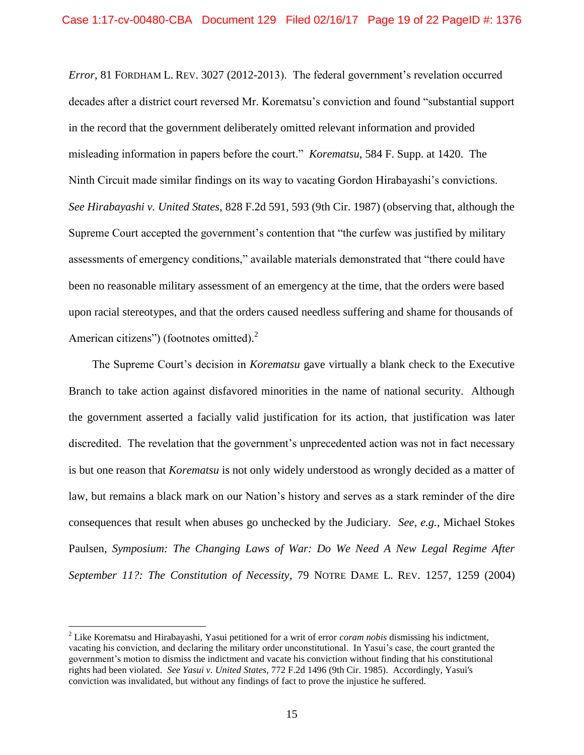*Error*, 81 FORDHAM L. REV. 3027 (2012-2013). The federal government's revelation occurred decades after a district court reversed Mr. Korematsu's conviction and found "substantial support in the record that the government deliberately omitted relevant information and provided misleading information in papers before the court." *Korematsu*, 584 F. Supp. at 1420. The Ninth Circuit made similar findings on its way to vacating Gordon Hirabayashi's convictions. *See Hirabayashi v. United States*, 828 F.2d 591, 593 (9th Cir. 1987) (observing that, although the Supreme Court accepted the government's contention that "the curfew was justified by military assessments of emergency conditions," available materials demonstrated that "there could have been no reasonable military assessment of an emergency at the time, that the orders were based upon racial stereotypes, and that the orders caused needless suffering and shame for thousands of American citizens") (footnotes omitted).[2]

The Supreme Court's decision in *Korematsu* gave virtually a blank check to the Executive Branch to take action against disfavored minorities in the name of national security. Although the government asserted a facially valid justification for its action, that justification was later discredited. The revelation that the government's unprecedented action was not in fact necessary is but one reason that *Korematsu* is not only widely understood as wrongly decided as a matter of law, but remains a black mark on our Nation's history and serves as a stark reminder of the dire consequences that result when abuses go unchecked by the Judiciary. *See, e.g.,* Michael Stokes Paulsen, *Symposium: The Changing Laws of War: Do We Need A New Legal Regime After September 11?: The Constitution of Necessity*, 79 NOTRE DAME L. REV. 1257, 1259 (2004)

---

[2] Like Korematsu and Hirabayashi, Yasui petitioned for a writ of error *coram nobis* dismissing his indictment, vacating his conviction, and declaring the military order unconstitutional. In Yasui's case, the court granted the government's motion to dismiss the indictment and vacate his conviction without finding that his constitutional rights had been violated. *See Yasui v. United States*, 772 F.2d 1496 (9th Cir. 1985). Accordingly, Yasui's conviction was invalidated, but without any findings of fact to prove the injustice he suffered.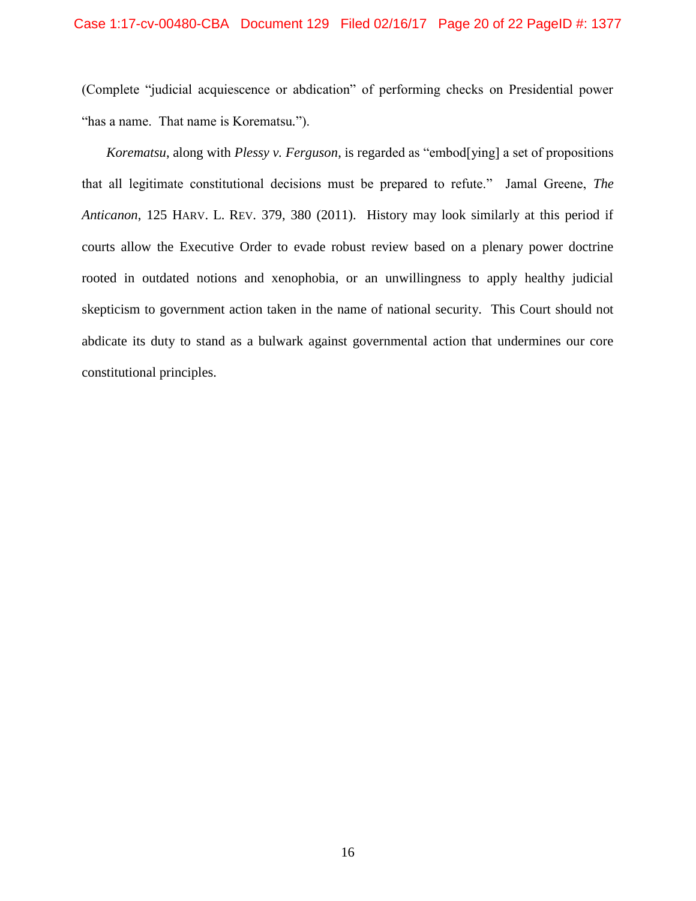(Complete "judicial acquiescence or abdication" of performing checks on Presidential power "has a name. That name is Korematsu.").

*Korematsu*, along with *Plessy v. Ferguson*, is regarded as "embod[ying] a set of propositions that all legitimate constitutional decisions must be prepared to refute." Jamal Greene, *The Anticanon*, 125 HARV. L. REV. 379, 380 (2011). History may look similarly at this period if courts allow the Executive Order to evade robust review based on a plenary power doctrine rooted in outdated notions and xenophobia, or an unwillingness to apply healthy judicial skepticism to government action taken in the name of national security. This Court should not abdicate its duty to stand as a bulwark against governmental action that undermines our core constitutional principles.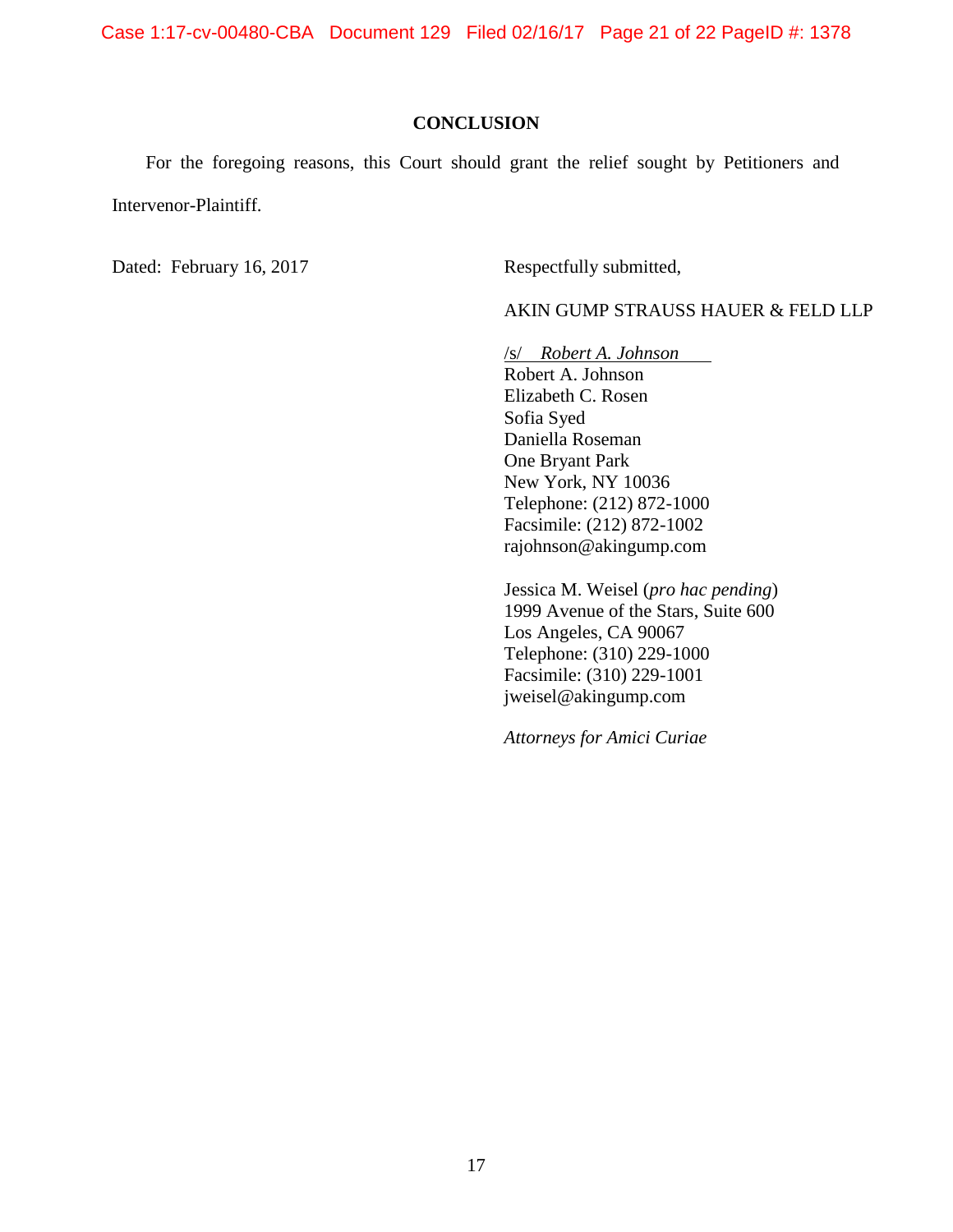## CONCLUSION

For the foregoing reasons, this Court should grant the relief sought by Petitioners and Intervenor-Plaintiff.

Dated: February 16, 2017

Respectfully submitted,

AKIN GUMP STRAUSS HAUER & FELD LLP

/s/ *Robert A. Johnson*
Robert A. Johnson
Elizabeth C. Rosen
Sofia Syed
Daniella Roseman
One Bryant Park
New York, NY 10036
Telephone: (212) 872-1000
Facsimile: (212) 872-1002
rajohnson@akingump.com

Jessica M. Weisel (*pro hac pending*)
1999 Avenue of the Stars, Suite 600
Los Angeles, CA 90067
Telephone: (310) 229-1000
Facsimile: (310) 229-1001
jweisel@akingump.com

*Attorneys for Amici Curiae*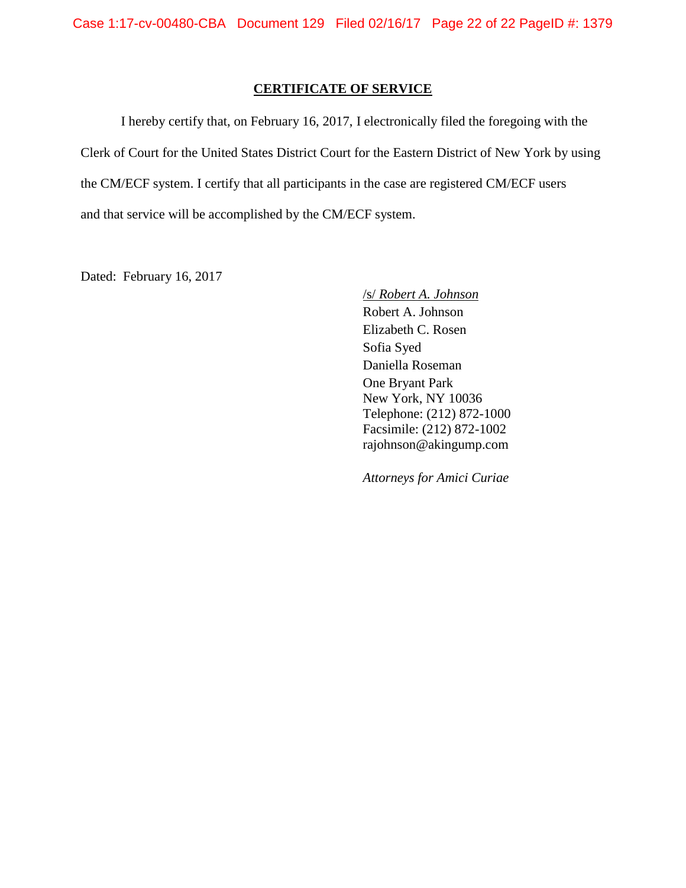## CERTIFICATE OF SERVICE

I hereby certify that, on February 16, 2017, I electronically filed the foregoing with the Clerk of Court for the United States District Court for the Eastern District of New York by using the CM/ECF system. I certify that all participants in the case are registered CM/ECF users and that service will be accomplished by the CM/ECF system.

Dated: February 16, 2017

/s/ *Robert A. Johnson*
Robert A. Johnson
Elizabeth C. Rosen
Sofia Syed
Daniella Roseman
One Bryant Park
New York, NY 10036
Telephone: (212) 872-1000
Facsimile: (212) 872-1002
rajohnson@akingump.com

*Attorneys for Amici Curiae*